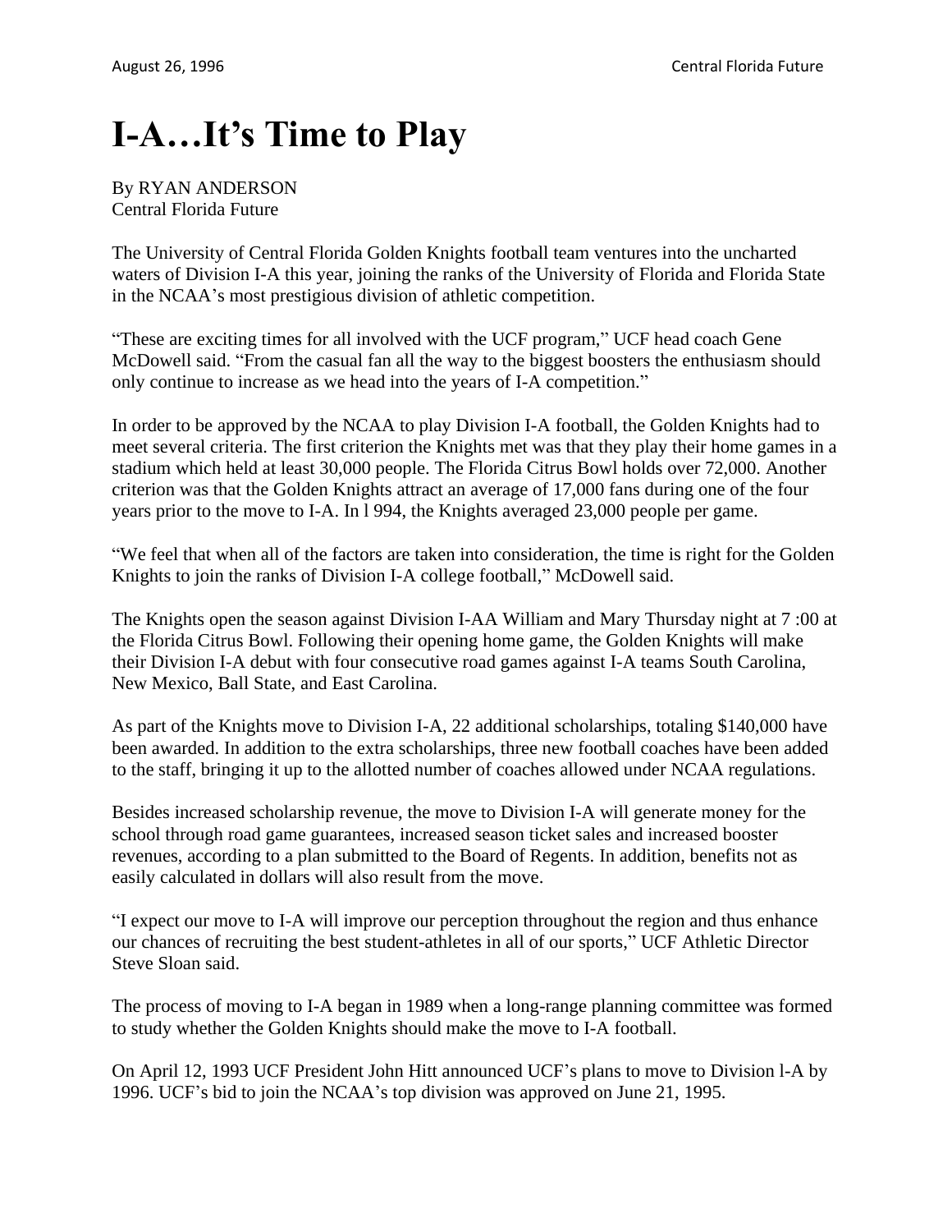# I-A…It's Time to Play

By RYAN ANDERSON
Central Florida Future

The University of Central Florida Golden Knights football team ventures into the uncharted waters of Division I-A this year, joining the ranks of the University of Florida and Florida State in the NCAA's most prestigious division of athletic competition.

"These are exciting times for all involved with the UCF program," UCF head coach Gene McDowell said. "From the casual fan all the way to the biggest boosters the enthusiasm should only continue to increase as we head into the years of I-A competition."

In order to be approved by the NCAA to play Division I-A football, the Golden Knights had to meet several criteria. The first criterion the Knights met was that they play their home games in a stadium which held at least 30,000 people. The Florida Citrus Bowl holds over 72,000. Another criterion was that the Golden Knights attract an average of 17,000 fans during one of the four years prior to the move to I-A. In l 994, the Knights averaged 23,000 people per game.

"We feel that when all of the factors are taken into consideration, the time is right for the Golden Knights to join the ranks of Division I-A college football," McDowell said.

The Knights open the season against Division I-AA William and Mary Thursday night at 7 :00 at the Florida Citrus Bowl. Following their opening home game, the Golden Knights will make their Division I-A debut with four consecutive road games against I-A teams South Carolina, New Mexico, Ball State, and East Carolina.

As part of the Knights move to Division I-A, 22 additional scholarships, totaling $140,000 have been awarded. In addition to the extra scholarships, three new football coaches have been added to the staff, bringing it up to the allotted number of coaches allowed under NCAA regulations.

Besides increased scholarship revenue, the move to Division I-A will generate money for the school through road game guarantees, increased season ticket sales and increased booster revenues, according to a plan submitted to the Board of Regents. In addition, benefits not as easily calculated in dollars will also result from the move.

"I expect our move to I-A will improve our perception throughout the region and thus enhance our chances of recruiting the best student-athletes in all of our sports," UCF Athletic Director Steve Sloan said.

The process of moving to I-A began in 1989 when a long-range planning committee was formed to study whether the Golden Knights should make the move to I-A football.

On April 12, 1993 UCF President John Hitt announced UCF's plans to move to Division l-A by 1996. UCF's bid to join the NCAA's top division was approved on June 21, 1995.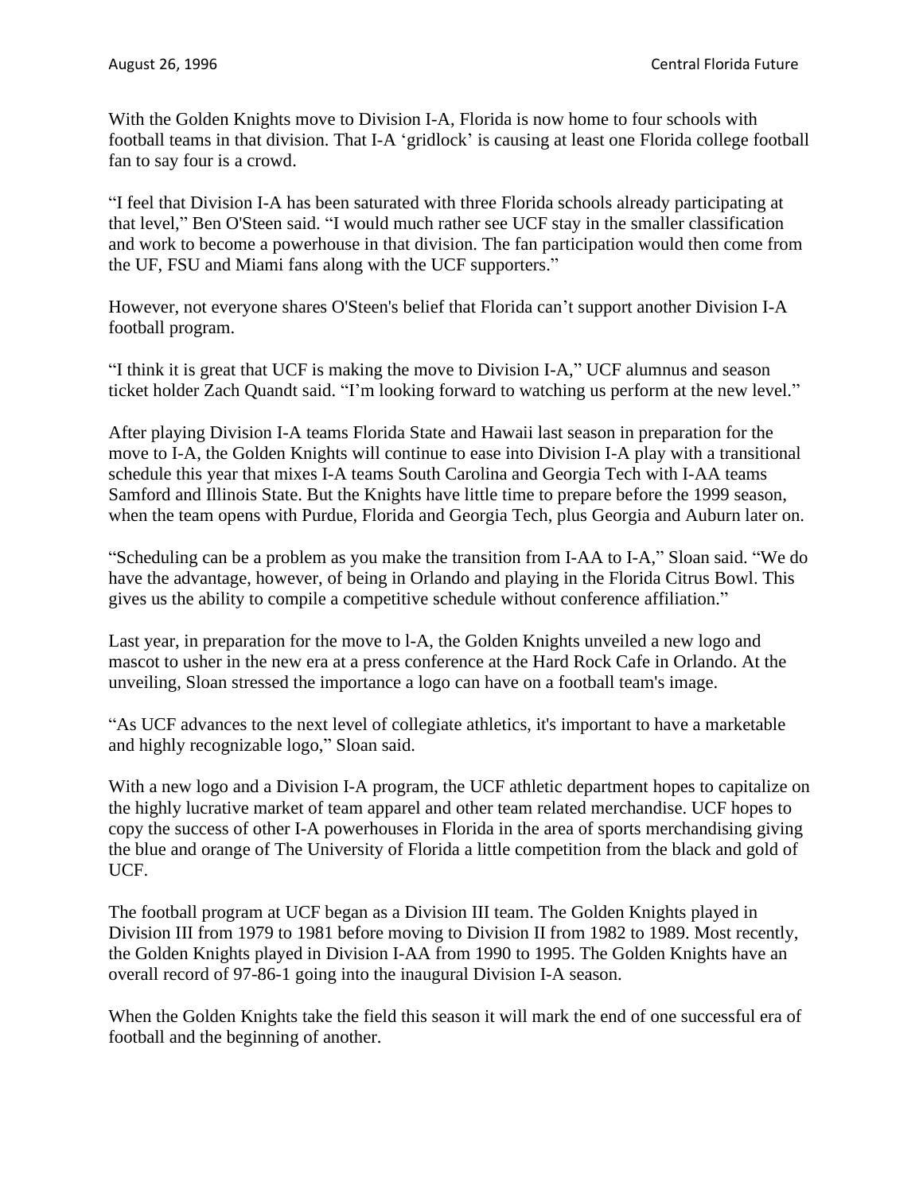With the Golden Knights move to Division I-A, Florida is now home to four schools with football teams in that division. That I-A 'gridlock' is causing at least one Florida college football fan to say four is a crowd.

"I feel that Division I-A has been saturated with three Florida schools already participating at that level," Ben O'Steen said. "I would much rather see UCF stay in the smaller classification and work to become a powerhouse in that division. The fan participation would then come from the UF, FSU and Miami fans along with the UCF supporters."

However, not everyone shares O'Steen's belief that Florida can't support another Division I-A football program.

"I think it is great that UCF is making the move to Division I-A," UCF alumnus and season ticket holder Zach Quandt said. "I'm looking forward to watching us perform at the new level."

After playing Division I-A teams Florida State and Hawaii last season in preparation for the move to I-A, the Golden Knights will continue to ease into Division I-A play with a transitional schedule this year that mixes I-A teams South Carolina and Georgia Tech with I-AA teams Samford and Illinois State. But the Knights have little time to prepare before the 1999 season, when the team opens with Purdue, Florida and Georgia Tech, plus Georgia and Auburn later on.

"Scheduling can be a problem as you make the transition from I-AA to I-A," Sloan said. "We do have the advantage, however, of being in Orlando and playing in the Florida Citrus Bowl. This gives us the ability to compile a competitive schedule without conference affiliation."

Last year, in preparation for the move to l-A, the Golden Knights unveiled a new logo and mascot to usher in the new era at a press conference at the Hard Rock Cafe in Orlando. At the unveiling, Sloan stressed the importance a logo can have on a football team's image.

"As UCF advances to the next level of collegiate athletics, it's important to have a marketable and highly recognizable logo," Sloan said.

With a new logo and a Division I-A program, the UCF athletic department hopes to capitalize on the highly lucrative market of team apparel and other team related merchandise. UCF hopes to copy the success of other I-A powerhouses in Florida in the area of sports merchandising giving the blue and orange of The University of Florida a little competition from the black and gold of UCF.

The football program at UCF began as a Division III team. The Golden Knights played in Division III from 1979 to 1981 before moving to Division II from 1982 to 1989. Most recently, the Golden Knights played in Division I-AA from 1990 to 1995. The Golden Knights have an overall record of 97-86-1 going into the inaugural Division I-A season.

When the Golden Knights take the field this season it will mark the end of one successful era of football and the beginning of another.